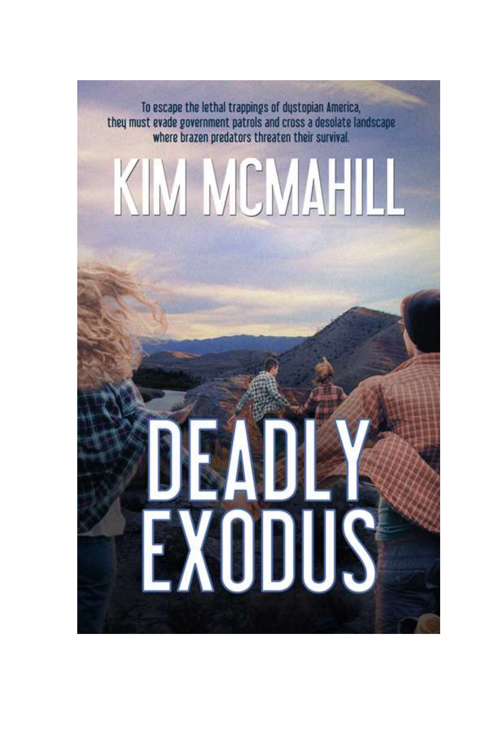To escape the lethal trappings of dystopian America, they must evade government patrols and cross a desolate landscape where brazen predators threaten their survival.

# KIM MCMAHILL

# DEADLY EXODUS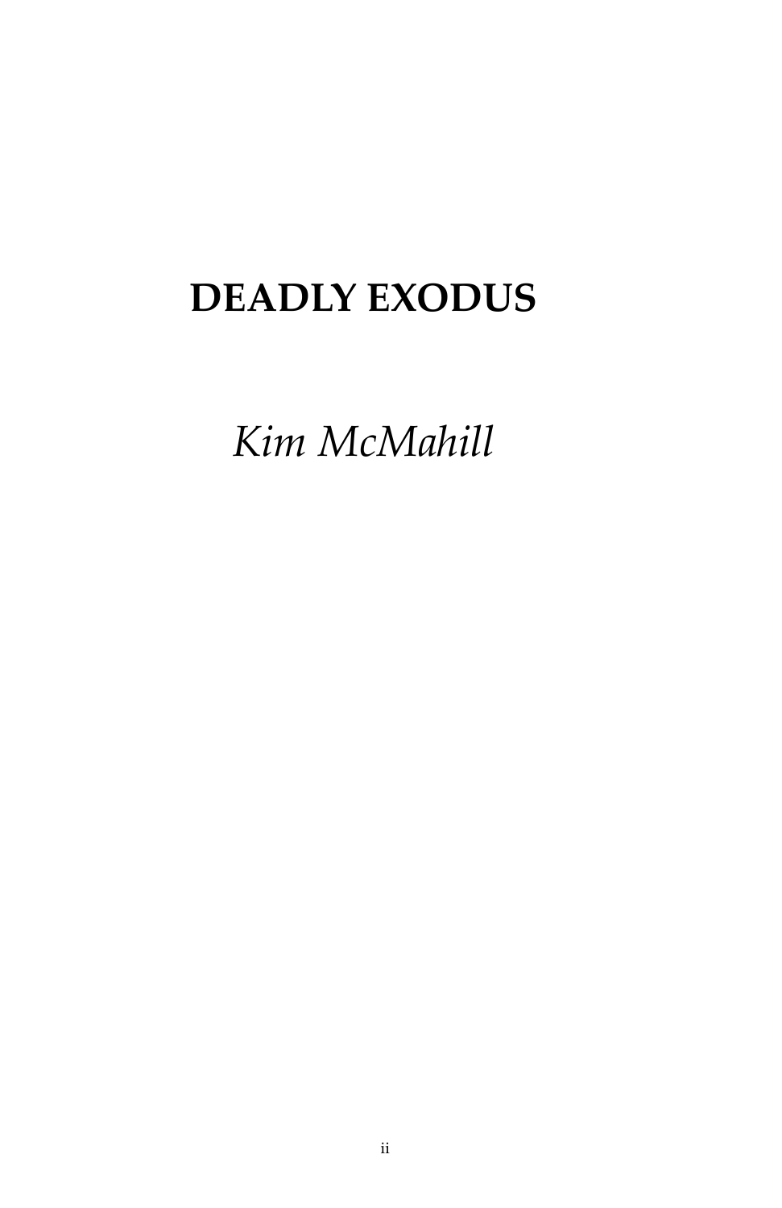# DEADLY EXODUS

*Kim McMahill*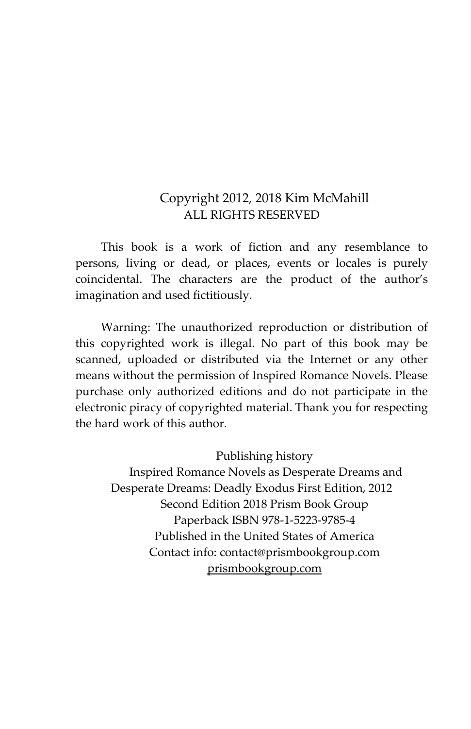Copyright 2012, 2018 Kim McMahill
ALL RIGHTS RESERVED

This book is a work of fiction and any resemblance to persons, living or dead, or places, events or locales is purely coincidental. The characters are the product of the author's imagination and used fictitiously.

Warning: The unauthorized reproduction or distribution of this copyrighted work is illegal. No part of this book may be scanned, uploaded or distributed via the Internet or any other means without the permission of Inspired Romance Novels. Please purchase only authorized editions and do not participate in the electronic piracy of copyrighted material. Thank you for respecting the hard work of this author.

Publishing history
Inspired Romance Novels as Desperate Dreams and
Desperate Dreams: Deadly Exodus First Edition, 2012
Second Edition 2018 Prism Book Group
Paperback ISBN 978-1-5223-9785-4
Published in the United States of America
Contact info: contact@prismbookgroup.com
prismbookgroup.com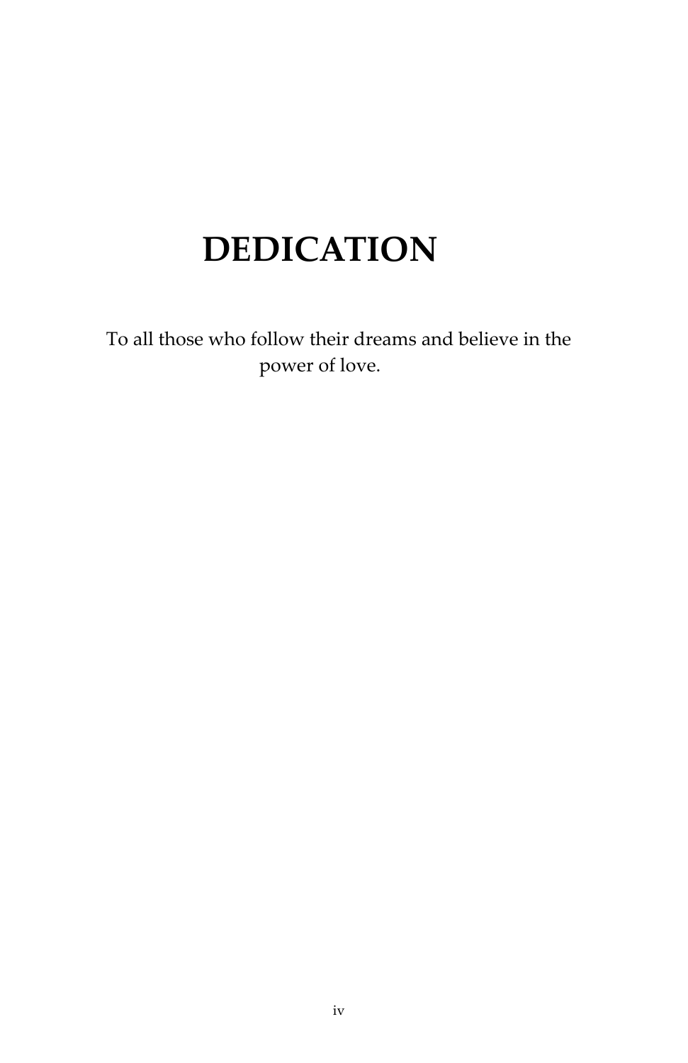# DEDICATION

To all those who follow their dreams and believe in the power of love.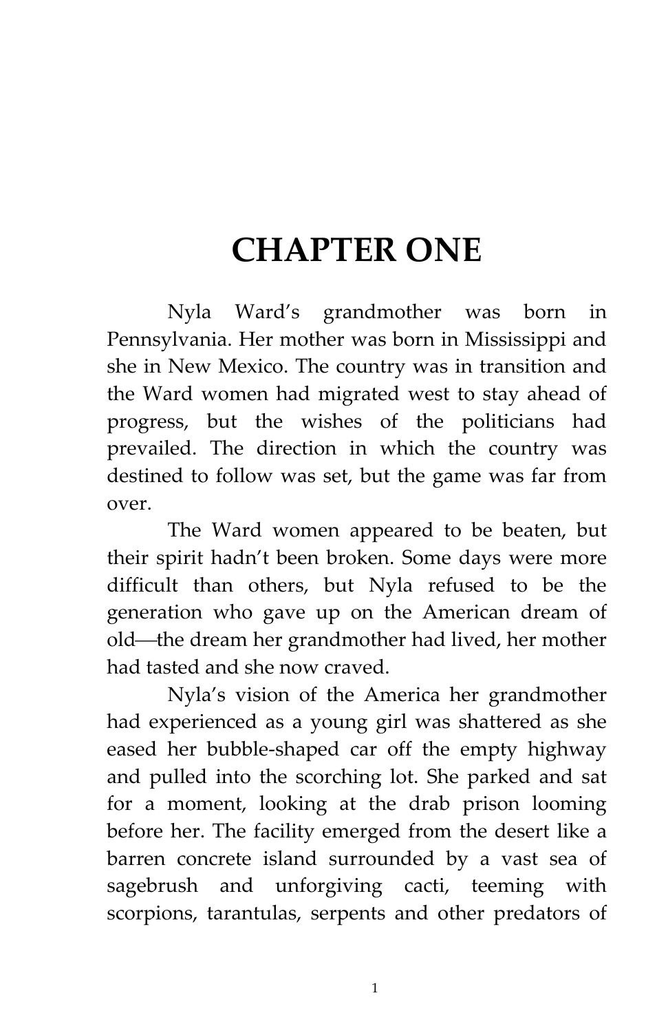# CHAPTER ONE

Nyla Ward's grandmother was born in Pennsylvania. Her mother was born in Mississippi and she in New Mexico. The country was in transition and the Ward women had migrated west to stay ahead of progress, but the wishes of the politicians had prevailed. The direction in which the country was destined to follow was set, but the game was far from over.

The Ward women appeared to be beaten, but their spirit hadn't been broken. Some days were more difficult than others, but Nyla refused to be the generation who gave up on the American dream of old—the dream her grandmother had lived, her mother had tasted and she now craved.

Nyla's vision of the America her grandmother had experienced as a young girl was shattered as she eased her bubble-shaped car off the empty highway and pulled into the scorching lot. She parked and sat for a moment, looking at the drab prison looming before her. The facility emerged from the desert like a barren concrete island surrounded by a vast sea of sagebrush and unforgiving cacti, teeming with scorpions, tarantulas, serpents and other predators of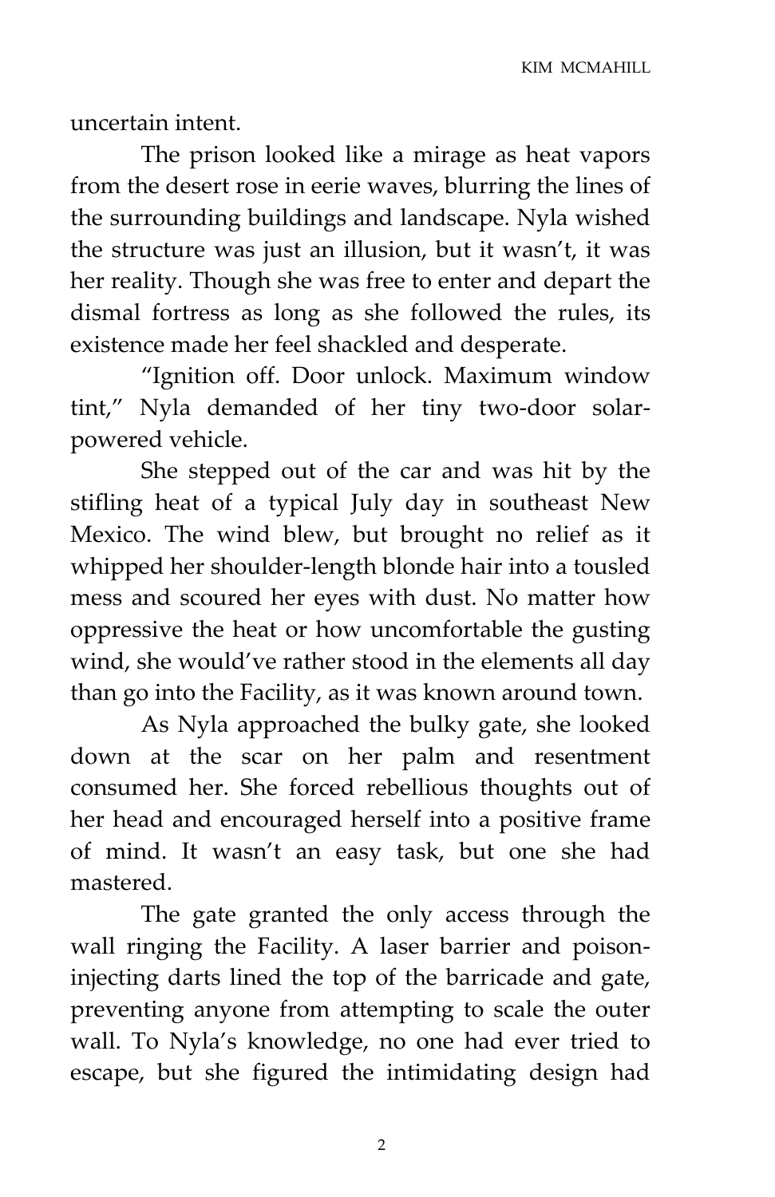uncertain intent.

The prison looked like a mirage as heat vapors from the desert rose in eerie waves, blurring the lines of the surrounding buildings and landscape. Nyla wished the structure was just an illusion, but it wasn't, it was her reality. Though she was free to enter and depart the dismal fortress as long as she followed the rules, its existence made her feel shackled and desperate.

"Ignition off. Door unlock. Maximum window tint," Nyla demanded of her tiny two-door solar-powered vehicle.

She stepped out of the car and was hit by the stifling heat of a typical July day in southeast New Mexico. The wind blew, but brought no relief as it whipped her shoulder-length blonde hair into a tousled mess and scoured her eyes with dust. No matter how oppressive the heat or how uncomfortable the gusting wind, she would've rather stood in the elements all day than go into the Facility, as it was known around town.

As Nyla approached the bulky gate, she looked down at the scar on her palm and resentment consumed her. She forced rebellious thoughts out of her head and encouraged herself into a positive frame of mind. It wasn't an easy task, but one she had mastered.

The gate granted the only access through the wall ringing the Facility. A laser barrier and poison-injecting darts lined the top of the barricade and gate, preventing anyone from attempting to scale the outer wall. To Nyla's knowledge, no one had ever tried to escape, but she figured the intimidating design had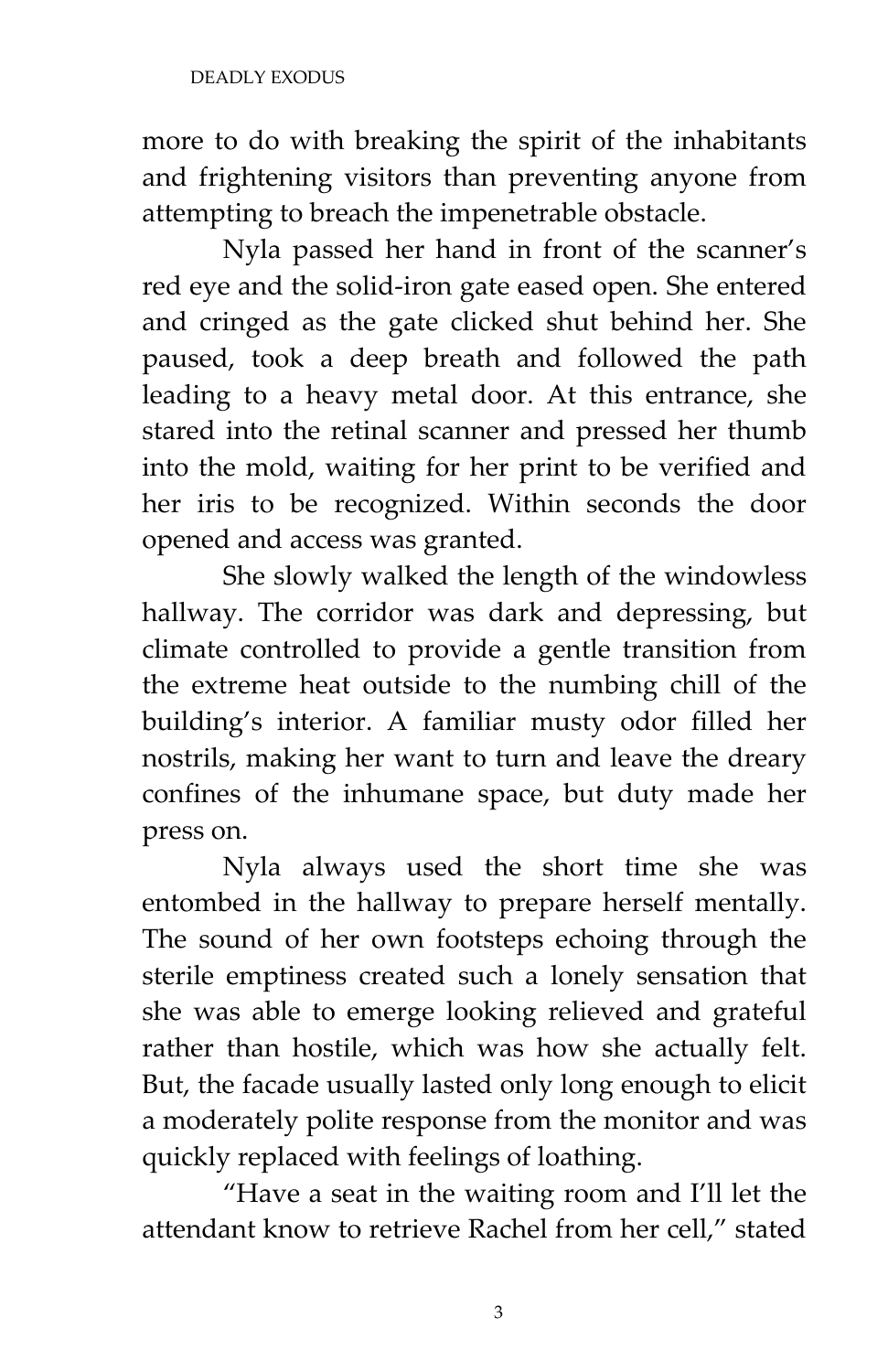more to do with breaking the spirit of the inhabitants and frightening visitors than preventing anyone from attempting to breach the impenetrable obstacle.

Nyla passed her hand in front of the scanner's red eye and the solid-iron gate eased open. She entered and cringed as the gate clicked shut behind her. She paused, took a deep breath and followed the path leading to a heavy metal door. At this entrance, she stared into the retinal scanner and pressed her thumb into the mold, waiting for her print to be verified and her iris to be recognized. Within seconds the door opened and access was granted.

She slowly walked the length of the windowless hallway. The corridor was dark and depressing, but climate controlled to provide a gentle transition from the extreme heat outside to the numbing chill of the building's interior. A familiar musty odor filled her nostrils, making her want to turn and leave the dreary confines of the inhumane space, but duty made her press on.

Nyla always used the short time she was entombed in the hallway to prepare herself mentally. The sound of her own footsteps echoing through the sterile emptiness created such a lonely sensation that she was able to emerge looking relieved and grateful rather than hostile, which was how she actually felt. But, the facade usually lasted only long enough to elicit a moderately polite response from the monitor and was quickly replaced with feelings of loathing.

"Have a seat in the waiting room and I'll let the attendant know to retrieve Rachel from her cell," stated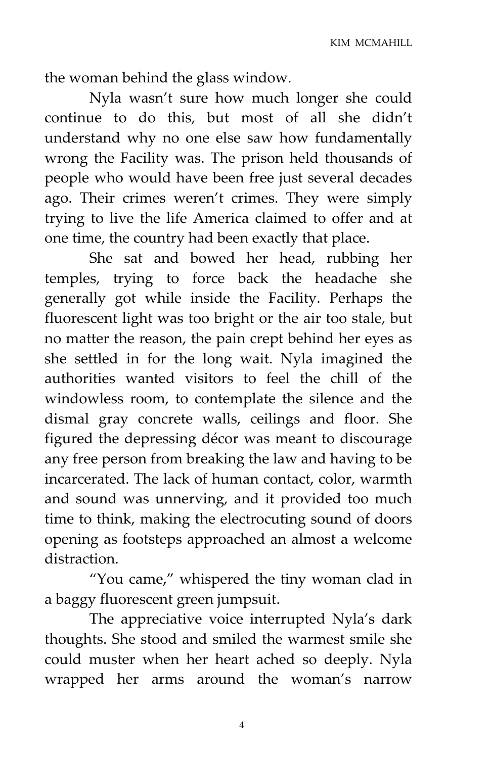the woman behind the glass window.

Nyla wasn't sure how much longer she could continue to do this, but most of all she didn't understand why no one else saw how fundamentally wrong the Facility was. The prison held thousands of people who would have been free just several decades ago. Their crimes weren't crimes. They were simply trying to live the life America claimed to offer and at one time, the country had been exactly that place.

She sat and bowed her head, rubbing her temples, trying to force back the headache she generally got while inside the Facility. Perhaps the fluorescent light was too bright or the air too stale, but no matter the reason, the pain crept behind her eyes as she settled in for the long wait. Nyla imagined the authorities wanted visitors to feel the chill of the windowless room, to contemplate the silence and the dismal gray concrete walls, ceilings and floor. She figured the depressing décor was meant to discourage any free person from breaking the law and having to be incarcerated. The lack of human contact, color, warmth and sound was unnerving, and it provided too much time to think, making the electrocuting sound of doors opening as footsteps approached an almost a welcome distraction.

"You came," whispered the tiny woman clad in a baggy fluorescent green jumpsuit.

The appreciative voice interrupted Nyla's dark thoughts. She stood and smiled the warmest smile she could muster when her heart ached so deeply. Nyla wrapped her arms around the woman's narrow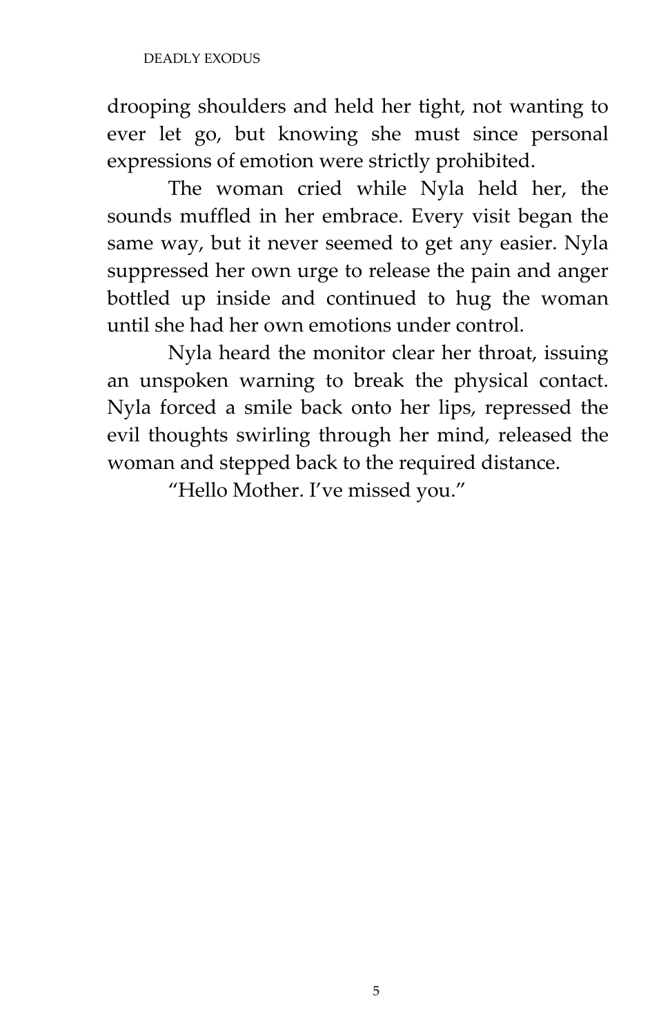drooping shoulders and held her tight, not wanting to ever let go, but knowing she must since personal expressions of emotion were strictly prohibited.

The woman cried while Nyla held her, the sounds muffled in her embrace. Every visit began the same way, but it never seemed to get any easier. Nyla suppressed her own urge to release the pain and anger bottled up inside and continued to hug the woman until she had her own emotions under control.

Nyla heard the monitor clear her throat, issuing an unspoken warning to break the physical contact. Nyla forced a smile back onto her lips, repressed the evil thoughts swirling through her mind, released the woman and stepped back to the required distance.

"Hello Mother. I've missed you."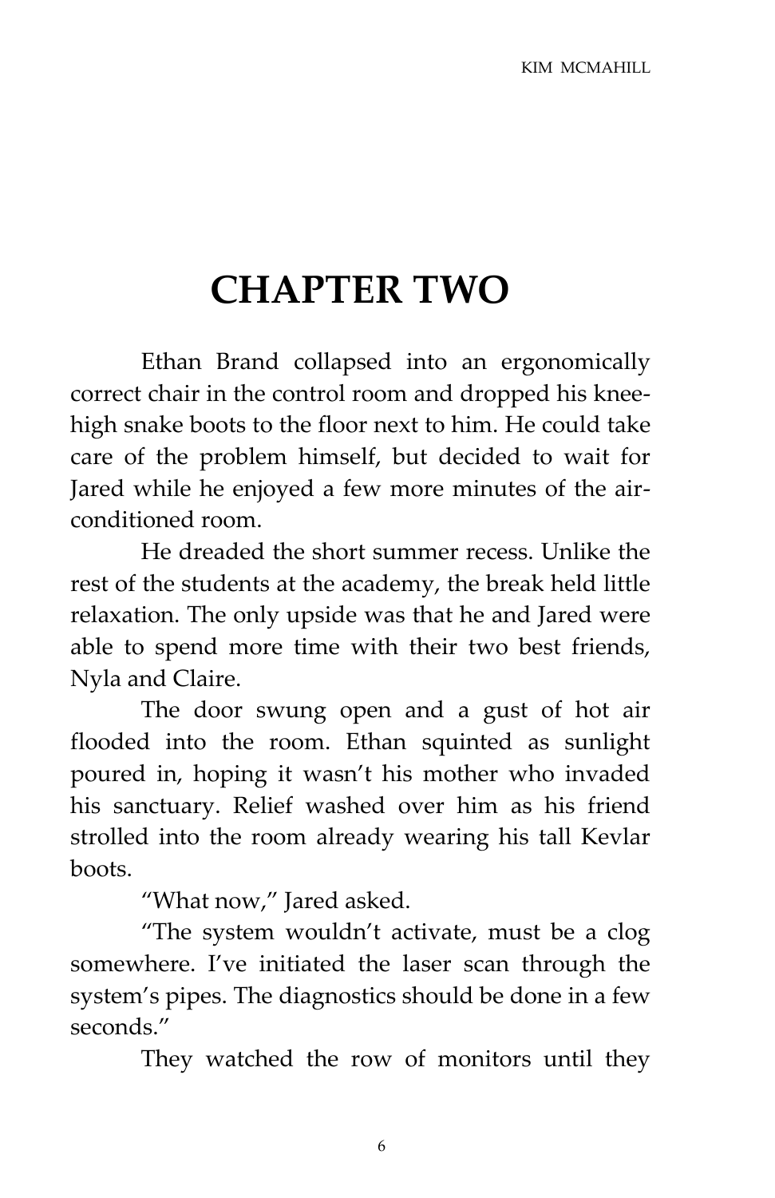# CHAPTER TWO

Ethan Brand collapsed into an ergonomically correct chair in the control room and dropped his knee-high snake boots to the floor next to him. He could take care of the problem himself, but decided to wait for Jared while he enjoyed a few more minutes of the air-conditioned room.

He dreaded the short summer recess. Unlike the rest of the students at the academy, the break held little relaxation. The only upside was that he and Jared were able to spend more time with their two best friends, Nyla and Claire.

The door swung open and a gust of hot air flooded into the room. Ethan squinted as sunlight poured in, hoping it wasn't his mother who invaded his sanctuary. Relief washed over him as his friend strolled into the room already wearing his tall Kevlar boots.

"What now," Jared asked.

"The system wouldn't activate, must be a clog somewhere. I've initiated the laser scan through the system's pipes. The diagnostics should be done in a few seconds."

They watched the row of monitors until they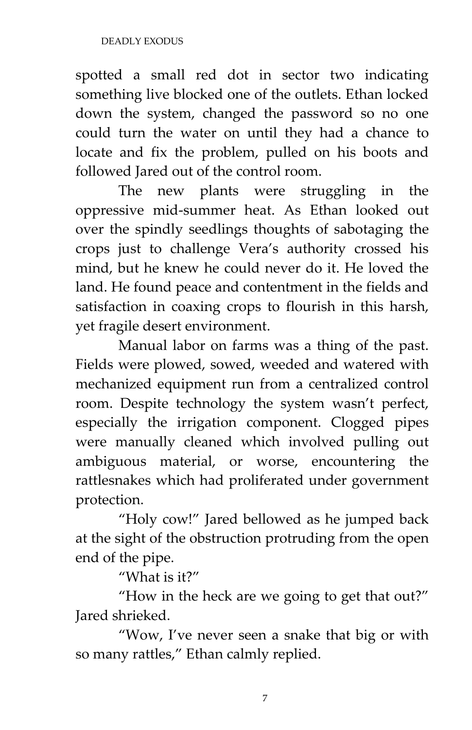spotted a small red dot in sector two indicating something live blocked one of the outlets. Ethan locked down the system, changed the password so no one could turn the water on until they had a chance to locate and fix the problem, pulled on his boots and followed Jared out of the control room.

The new plants were struggling in the oppressive mid-summer heat. As Ethan looked out over the spindly seedlings thoughts of sabotaging the crops just to challenge Vera's authority crossed his mind, but he knew he could never do it. He loved the land. He found peace and contentment in the fields and satisfaction in coaxing crops to flourish in this harsh, yet fragile desert environment.

Manual labor on farms was a thing of the past. Fields were plowed, sowed, weeded and watered with mechanized equipment run from a centralized control room. Despite technology the system wasn't perfect, especially the irrigation component. Clogged pipes were manually cleaned which involved pulling out ambiguous material, or worse, encountering the rattlesnakes which had proliferated under government protection.

"Holy cow!" Jared bellowed as he jumped back at the sight of the obstruction protruding from the open end of the pipe.

"What is it?"

"How in the heck are we going to get that out?" Jared shrieked.

"Wow, I've never seen a snake that big or with so many rattles," Ethan calmly replied.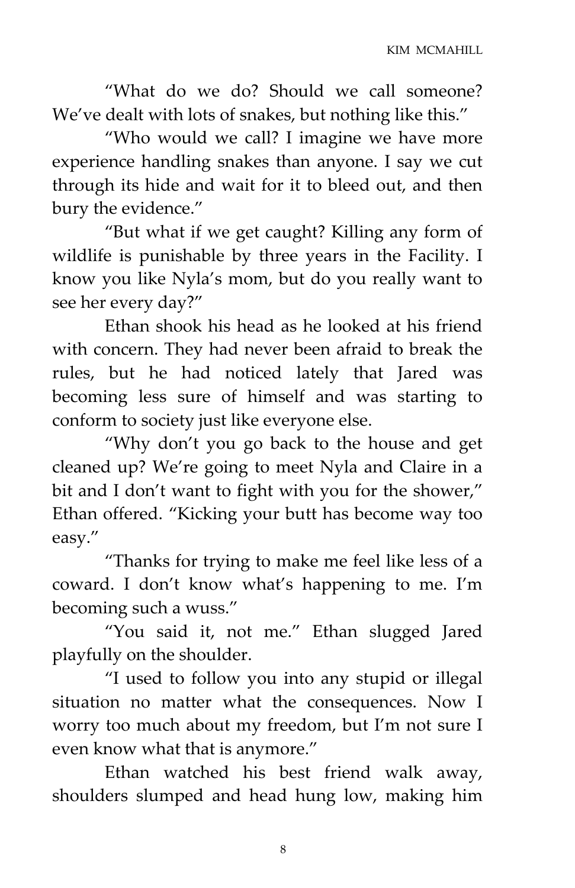"What do we do? Should we call someone? We've dealt with lots of snakes, but nothing like this."

"Who would we call? I imagine we have more experience handling snakes than anyone. I say we cut through its hide and wait for it to bleed out, and then bury the evidence."

"But what if we get caught? Killing any form of wildlife is punishable by three years in the Facility. I know you like Nyla's mom, but do you really want to see her every day?"

Ethan shook his head as he looked at his friend with concern. They had never been afraid to break the rules, but he had noticed lately that Jared was becoming less sure of himself and was starting to conform to society just like everyone else.

"Why don't you go back to the house and get cleaned up? We're going to meet Nyla and Claire in a bit and I don't want to fight with you for the shower," Ethan offered. "Kicking your butt has become way too easy."

"Thanks for trying to make me feel like less of a coward. I don't know what's happening to me. I'm becoming such a wuss."

"You said it, not me." Ethan slugged Jared playfully on the shoulder.

"I used to follow you into any stupid or illegal situation no matter what the consequences. Now I worry too much about my freedom, but I'm not sure I even know what that is anymore."

Ethan watched his best friend walk away, shoulders slumped and head hung low, making him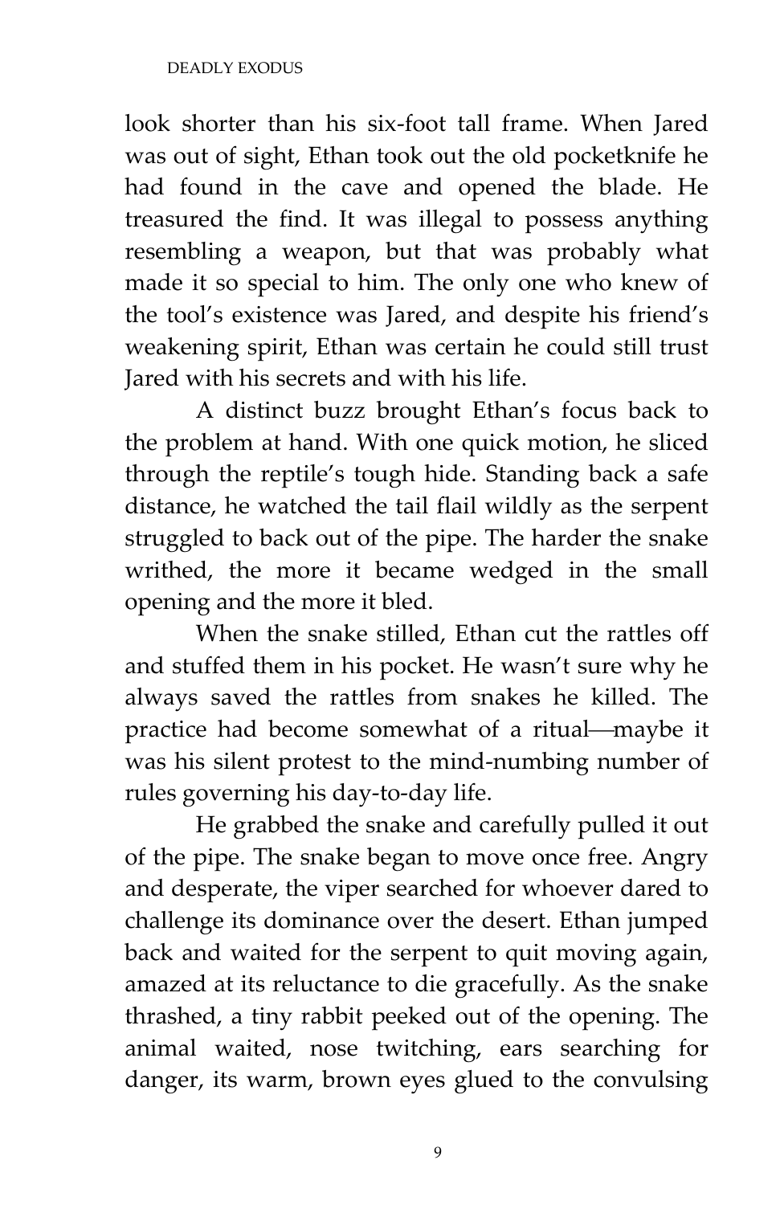look shorter than his six-foot tall frame. When Jared was out of sight, Ethan took out the old pocketknife he had found in the cave and opened the blade. He treasured the find. It was illegal to possess anything resembling a weapon, but that was probably what made it so special to him. The only one who knew of the tool's existence was Jared, and despite his friend's weakening spirit, Ethan was certain he could still trust Jared with his secrets and with his life.

A distinct buzz brought Ethan's focus back to the problem at hand. With one quick motion, he sliced through the reptile's tough hide. Standing back a safe distance, he watched the tail flail wildly as the serpent struggled to back out of the pipe. The harder the snake writhed, the more it became wedged in the small opening and the more it bled.

When the snake stilled, Ethan cut the rattles off and stuffed them in his pocket. He wasn't sure why he always saved the rattles from snakes he killed. The practice had become somewhat of a ritual—maybe it was his silent protest to the mind-numbing number of rules governing his day-to-day life.

He grabbed the snake and carefully pulled it out of the pipe. The snake began to move once free. Angry and desperate, the viper searched for whoever dared to challenge its dominance over the desert. Ethan jumped back and waited for the serpent to quit moving again, amazed at its reluctance to die gracefully. As the snake thrashed, a tiny rabbit peeked out of the opening. The animal waited, nose twitching, ears searching for danger, its warm, brown eyes glued to the convulsing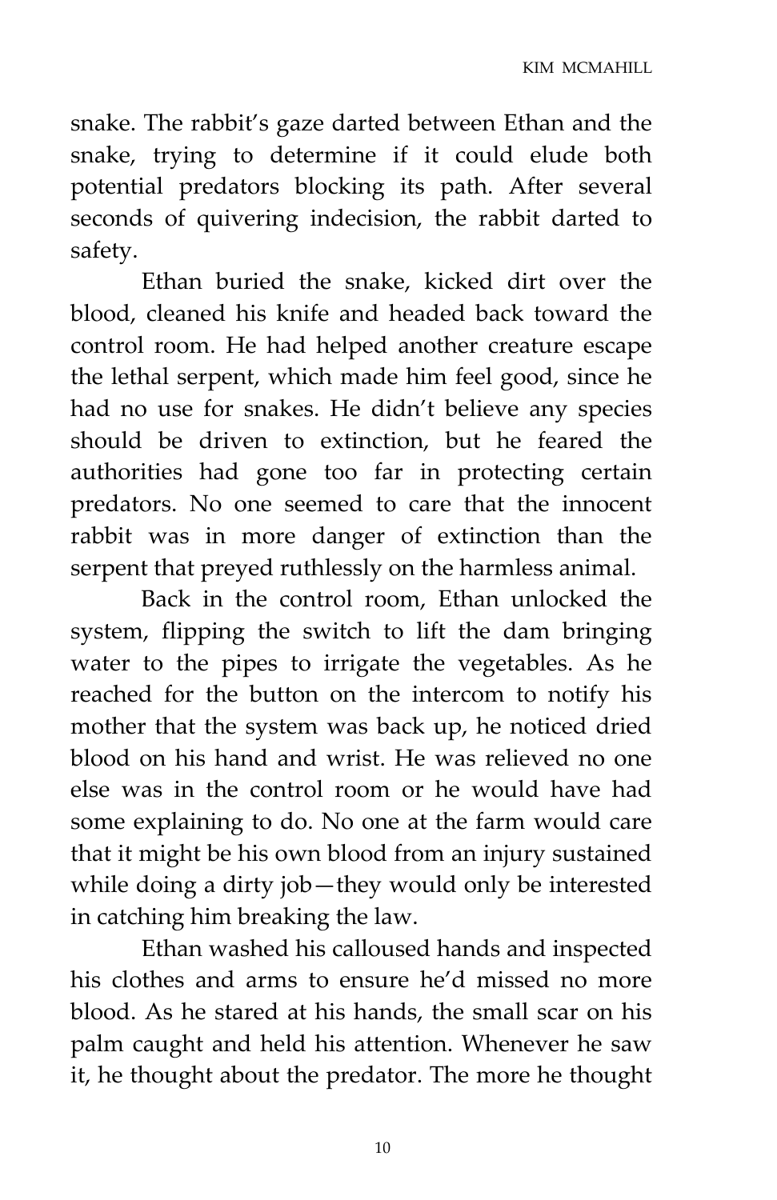snake. The rabbit's gaze darted between Ethan and the snake, trying to determine if it could elude both potential predators blocking its path. After several seconds of quivering indecision, the rabbit darted to safety.

Ethan buried the snake, kicked dirt over the blood, cleaned his knife and headed back toward the control room. He had helped another creature escape the lethal serpent, which made him feel good, since he had no use for snakes. He didn't believe any species should be driven to extinction, but he feared the authorities had gone too far in protecting certain predators. No one seemed to care that the innocent rabbit was in more danger of extinction than the serpent that preyed ruthlessly on the harmless animal.

Back in the control room, Ethan unlocked the system, flipping the switch to lift the dam bringing water to the pipes to irrigate the vegetables. As he reached for the button on the intercom to notify his mother that the system was back up, he noticed dried blood on his hand and wrist. He was relieved no one else was in the control room or he would have had some explaining to do. No one at the farm would care that it might be his own blood from an injury sustained while doing a dirty job—they would only be interested in catching him breaking the law.

Ethan washed his calloused hands and inspected his clothes and arms to ensure he'd missed no more blood. As he stared at his hands, the small scar on his palm caught and held his attention. Whenever he saw it, he thought about the predator. The more he thought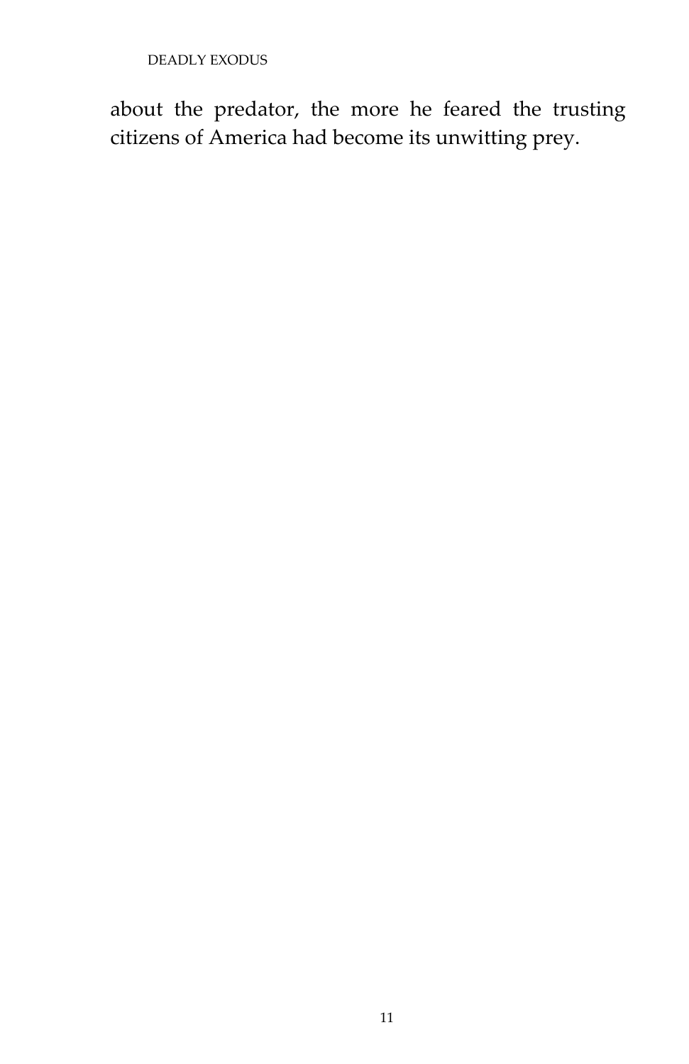about the predator, the more he feared the trusting citizens of America had become its unwitting prey.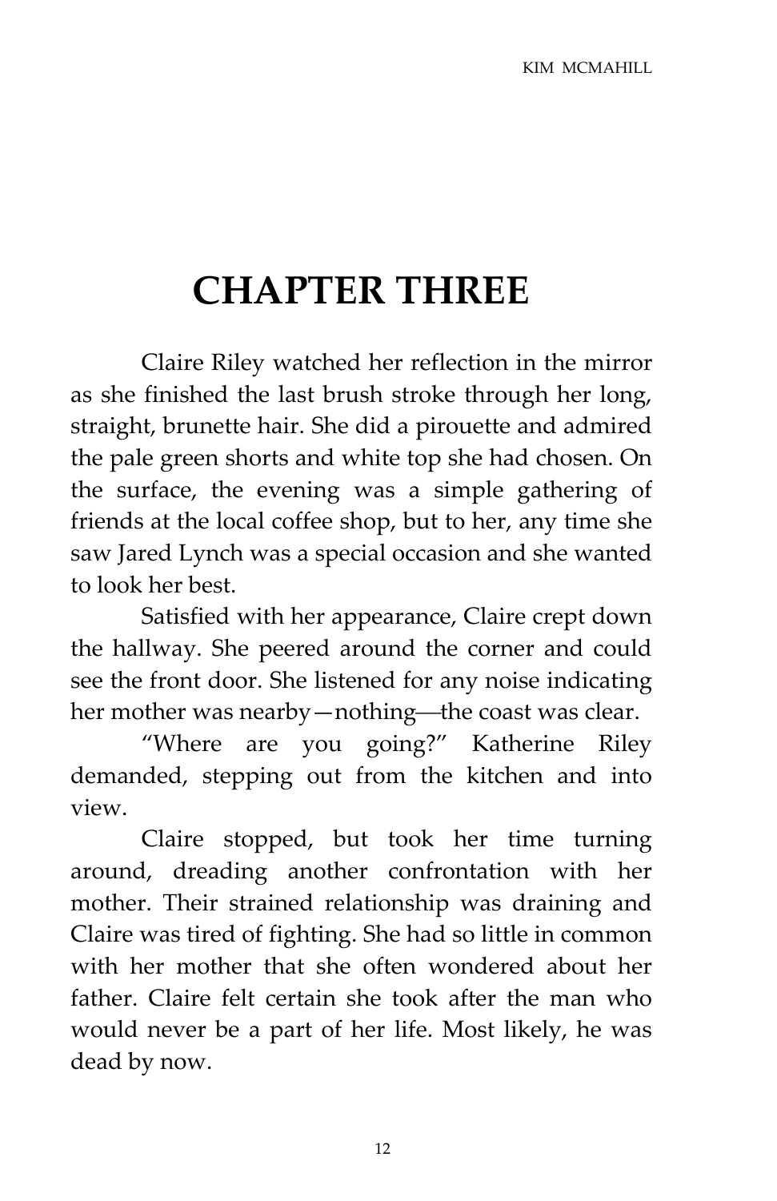# CHAPTER THREE

Claire Riley watched her reflection in the mirror as she finished the last brush stroke through her long, straight, brunette hair. She did a pirouette and admired the pale green shorts and white top she had chosen. On the surface, the evening was a simple gathering of friends at the local coffee shop, but to her, any time she saw Jared Lynch was a special occasion and she wanted to look her best.

Satisfied with her appearance, Claire crept down the hallway. She peered around the corner and could see the front door. She listened for any noise indicating her mother was nearby—nothing—the coast was clear.

"Where are you going?" Katherine Riley demanded, stepping out from the kitchen and into view.

Claire stopped, but took her time turning around, dreading another confrontation with her mother. Their strained relationship was draining and Claire was tired of fighting. She had so little in common with her mother that she often wondered about her father. Claire felt certain she took after the man who would never be a part of her life. Most likely, he was dead by now.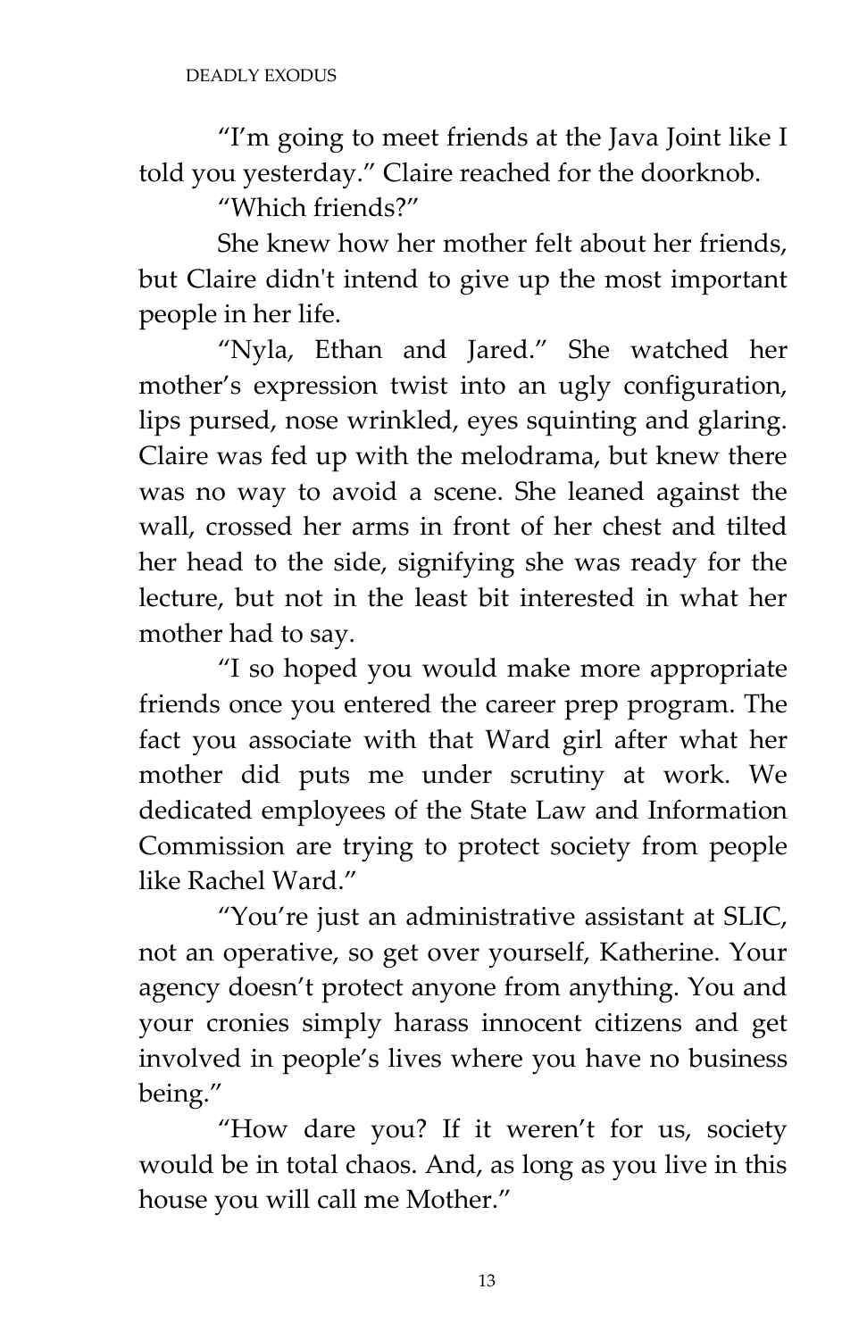"I'm going to meet friends at the Java Joint like I told you yesterday." Claire reached for the doorknob.

"Which friends?"

She knew how her mother felt about her friends, but Claire didn't intend to give up the most important people in her life.

"Nyla, Ethan and Jared." She watched her mother's expression twist into an ugly configuration, lips pursed, nose wrinkled, eyes squinting and glaring. Claire was fed up with the melodrama, but knew there was no way to avoid a scene. She leaned against the wall, crossed her arms in front of her chest and tilted her head to the side, signifying she was ready for the lecture, but not in the least bit interested in what her mother had to say.

"I so hoped you would make more appropriate friends once you entered the career prep program. The fact you associate with that Ward girl after what her mother did puts me under scrutiny at work. We dedicated employees of the State Law and Information Commission are trying to protect society from people like Rachel Ward."

"You're just an administrative assistant at SLIC, not an operative, so get over yourself, Katherine. Your agency doesn't protect anyone from anything. You and your cronies simply harass innocent citizens and get involved in people's lives where you have no business being."

"How dare you? If it weren't for us, society would be in total chaos. And, as long as you live in this house you will call me Mother."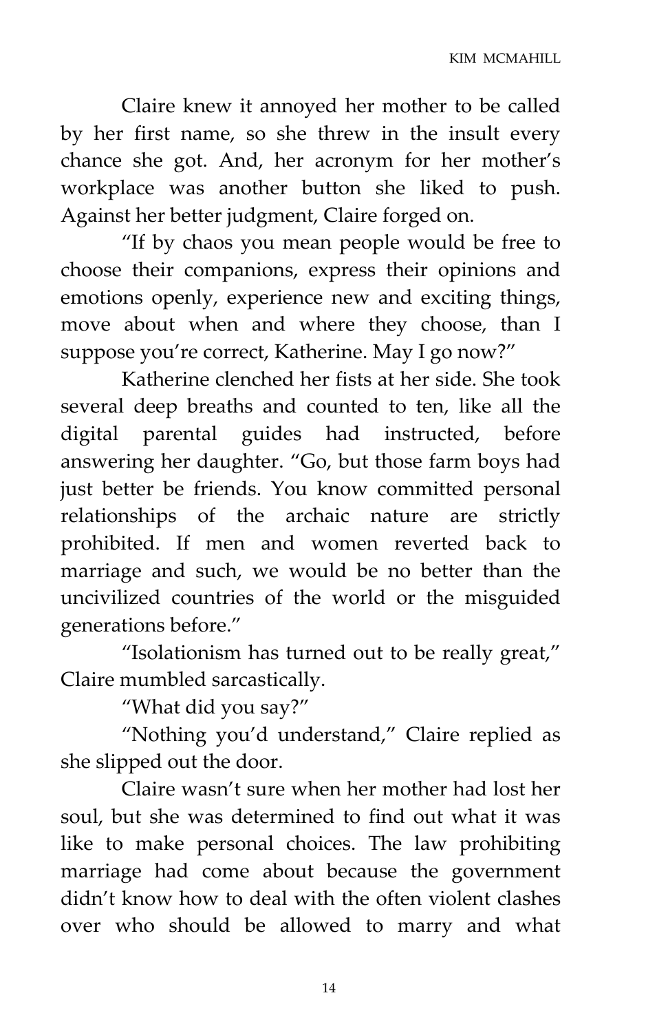Claire knew it annoyed her mother to be called by her first name, so she threw in the insult every chance she got. And, her acronym for her mother's workplace was another button she liked to push. Against her better judgment, Claire forged on.

"If by chaos you mean people would be free to choose their companions, express their opinions and emotions openly, experience new and exciting things, move about when and where they choose, than I suppose you're correct, Katherine. May I go now?"

Katherine clenched her fists at her side. She took several deep breaths and counted to ten, like all the digital parental guides had instructed, before answering her daughter. "Go, but those farm boys had just better be friends. You know committed personal relationships of the archaic nature are strictly prohibited. If men and women reverted back to marriage and such, we would be no better than the uncivilized countries of the world or the misguided generations before."

"Isolationism has turned out to be really great," Claire mumbled sarcastically.

"What did you say?"

"Nothing you'd understand," Claire replied as she slipped out the door.

Claire wasn't sure when her mother had lost her soul, but she was determined to find out what it was like to make personal choices. The law prohibiting marriage had come about because the government didn't know how to deal with the often violent clashes over who should be allowed to marry and what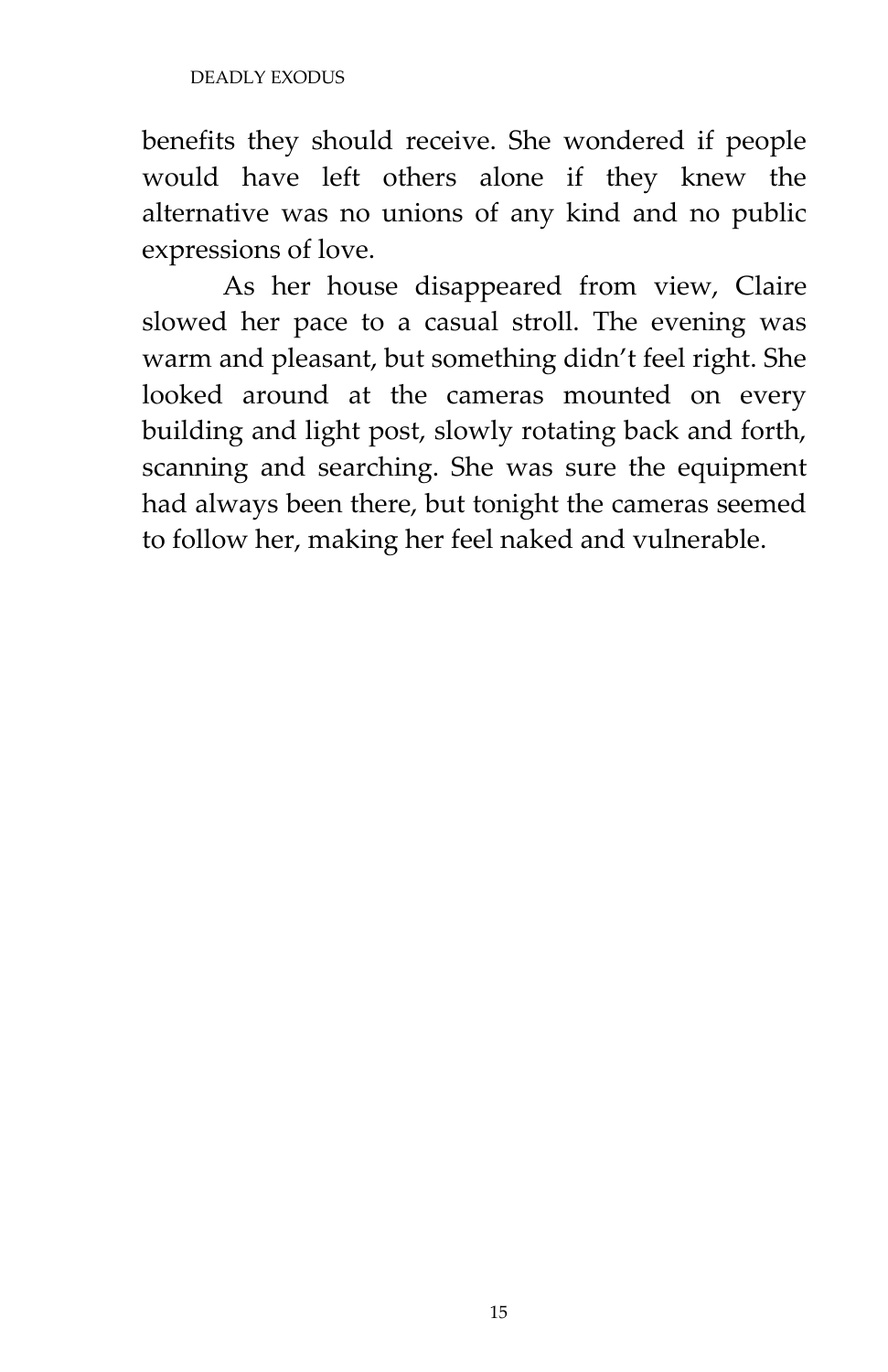benefits they should receive. She wondered if people would have left others alone if they knew the alternative was no unions of any kind and no public expressions of love.

As her house disappeared from view, Claire slowed her pace to a casual stroll. The evening was warm and pleasant, but something didn't feel right. She looked around at the cameras mounted on every building and light post, slowly rotating back and forth, scanning and searching. She was sure the equipment had always been there, but tonight the cameras seemed to follow her, making her feel naked and vulnerable.